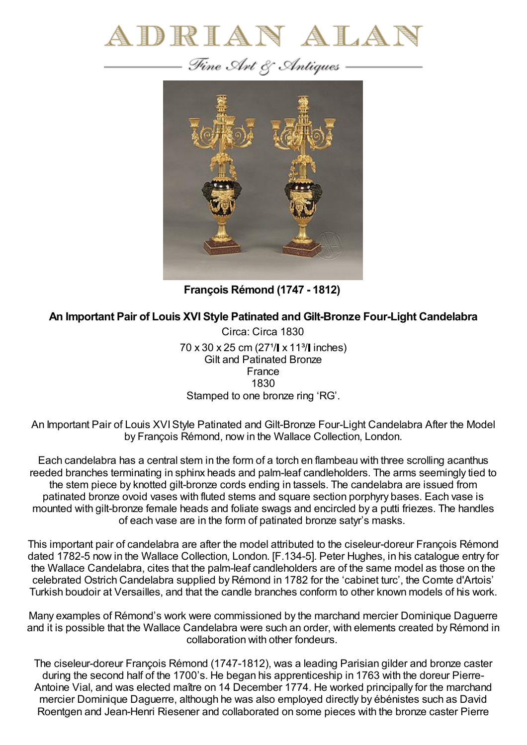# ADRIAN ALAN

*Fine Art & Antiques*

**François Rémond (1747 - 1812)**

**An Important Pair of Louis XVI Style Patinated and Gilt-Bronze Four-Light Candelabra**

Circa: Circa 1830

70 x 30 x 25 cm (27¹/▌x 11³/▌inches)

Gilt and Patinated Bronze

France

1830

Stamped to one bronze ring 'RG'.

An Important Pair of Louis XVI Style Patinated and Gilt-Bronze Four-Light Candelabra After the Model by François Rémond, now in the Wallace Collection, London.

Each candelabra has a central stem in the form of a torch en flambeau with three scrolling acanthus reeded branches terminating in sphinx heads and palm-leaf candleholders. The arms seemingly tied to the stem piece by knotted gilt-bronze cords ending in tassels. The candelabra are issued from patinated bronze ovoid vases with fluted stems and square section porphyry bases. Each vase is mounted with gilt-bronze female heads and foliate swags and encircled by a putti friezes. The handles of each vase are in the form of patinated bronze satyr's masks.

This important pair of candelabra are after the model attributed to the ciseleur-doreur François Rémond dated 1782-5 now in the Wallace Collection, London. [F.134-5]. Peter Hughes, in his catalogue entry for the Wallace Candelabra, cites that the palm-leaf candleholders are of the same model as those on the celebrated Ostrich Candelabra supplied by Rémond in 1782 for the 'cabinet turc', the Comte d'Artois' Turkish boudoir at Versailles, and that the candle branches conform to other known models of his work.

Many examples of Rémond's work were commissioned by the marchand mercier Dominique Daguerre and it is possible that the Wallace Candelabra were such an order, with elements created by Rémond in collaboration with other fondeurs.

The ciseleur-doreur François Rémond (1747-1812), was a leading Parisian gilder and bronze caster during the second half of the 1700's. He began his apprenticeship in 1763 with the doreur Pierre-Antoine Vial, and was elected maître on 14 December 1774. He worked principally for the marchand mercier Dominique Daguerre, although he was also employed directly by ébénistes such as David Roentgen and Jean-Henri Riesener and collaborated on some pieces with the bronze caster Pierre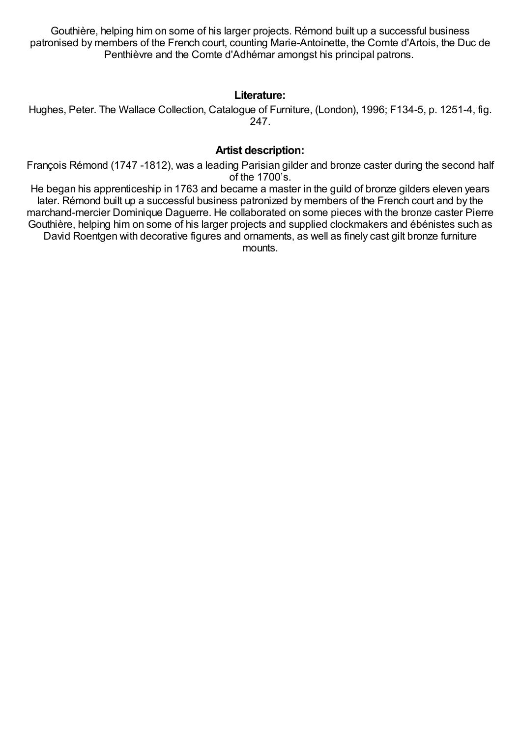Gouthière, helping him on some of his larger projects. Rémond built up a successful business patronised by members of the French court, counting Marie-Antoinette, the Comte d'Artois, the Duc de Penthièvre and the Comte d'Adhémar amongst his principal patrons.

**Literature:**

Hughes, Peter. The Wallace Collection, Catalogue of Furniture, (London), 1996; F134-5, p. 1251-4, fig. 247.

**Artist description:**

François Rémond (1747 -1812), was a leading Parisian gilder and bronze caster during the second half of the 1700's.

He began his apprenticeship in 1763 and became a master in the guild of bronze gilders eleven years later. Rémond built up a successful business patronized by members of the French court and by the marchand-mercier Dominique Daguerre. He collaborated on some pieces with the bronze caster Pierre Gouthière, helping him on some of his larger projects and supplied clockmakers and ébénistes such as David Roentgen with decorative figures and ornaments, as well as finely cast gilt bronze furniture mounts.